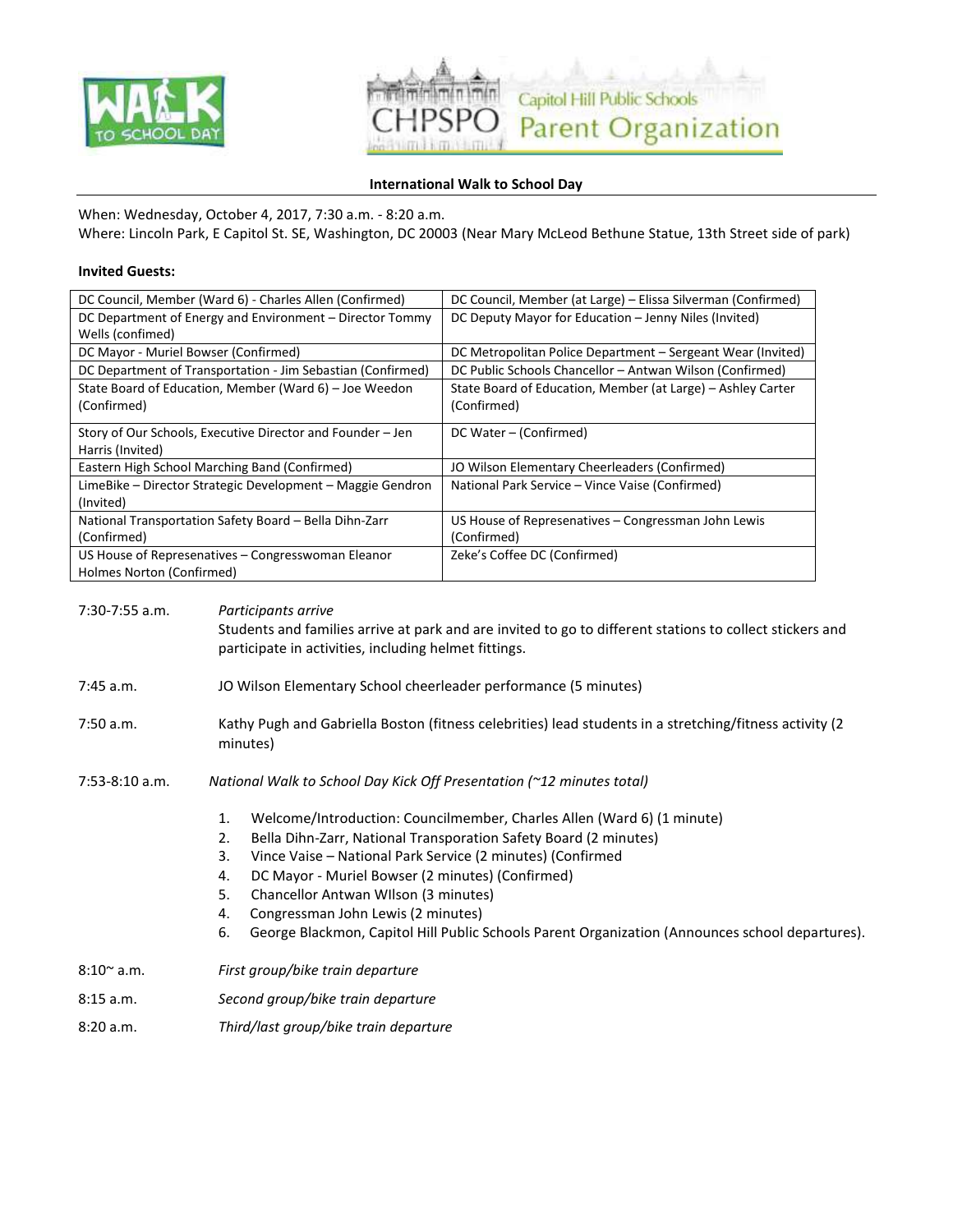**International Walk to School Day**

When: Wednesday, October 4, 2017, 7:30 a.m. - 8:20 a.m.
Where: Lincoln Park, E Capitol St. SE, Washington, DC 20003 (Near Mary McLeod Bethune Statue, 13th Street side of park)

**Invited Guests:**

| | |
|---|---|
| DC Council, Member (Ward 6) - Charles Allen (Confirmed) | DC Council, Member (at Large) – Elissa Silverman (Confirmed) |
| DC Department of Energy and Environment – Director Tommy Wells (confimed) | DC Deputy Mayor for Education – Jenny Niles (Invited) |
| DC Mayor - Muriel Bowser (Confirmed) | DC Metropolitan Police Department – Sergeant Wear (Invited) |
| DC Department of Transportation - Jim Sebastian (Confirmed) | DC Public Schools Chancellor – Antwan Wilson (Confirmed) |
| State Board of Education, Member (Ward 6) – Joe Weedon (Confirmed) | State Board of Education, Member (at Large) – Ashley Carter (Confirmed) |
| Story of Our Schools, Executive Director and Founder – Jen Harris (Invited) | DC Water – (Confirmed) |
| Eastern High School Marching Band (Confirmed) | JO Wilson Elementary Cheerleaders (Confirmed) |
| LimeBike – Director Strategic Development – Maggie Gendron (Invited) | National Park Service – Vince Vaise (Confirmed) |
| National Transportation Safety Board – Bella Dihn-Zarr (Confirmed) | US House of Represenatives – Congressman John Lewis (Confirmed) |
| US House of Represenatives – Congresswoman Eleanor Holmes Norton (Confirmed) | Zeke's Coffee DC (Confirmed) |

7:30-7:55 a.m. *Participants arrive*
Students and families arrive at park and are invited to go to different stations to collect stickers and participate in activities, including helmet fittings.

7:45 a.m. JO Wilson Elementary School cheerleader performance (5 minutes)

7:50 a.m. Kathy Pugh and Gabriella Boston (fitness celebrities) lead students in a stretching/fitness activity (2 minutes)

7:53-8:10 a.m. *National Walk to School Day Kick Off Presentation (~12 minutes total)*

1. Welcome/Introduction: Councilmember, Charles Allen (Ward 6) (1 minute)
2. Bella Dihn-Zarr, National Transporation Safety Board (2 minutes)
3. Vince Vaise – National Park Service (2 minutes) (Confirmed
4. DC Mayor - Muriel Bowser (2 minutes) (Confirmed)
5. Chancellor Antwan WIlson (3 minutes)
4. Congressman John Lewis (2 minutes)
6. George Blackmon, Capitol Hill Public Schools Parent Organization (Announces school departures).

8:10~ a.m. *First group/bike train departure*

8:15 a.m. *Second group/bike train departure*

8:20 a.m. *Third/last group/bike train departure*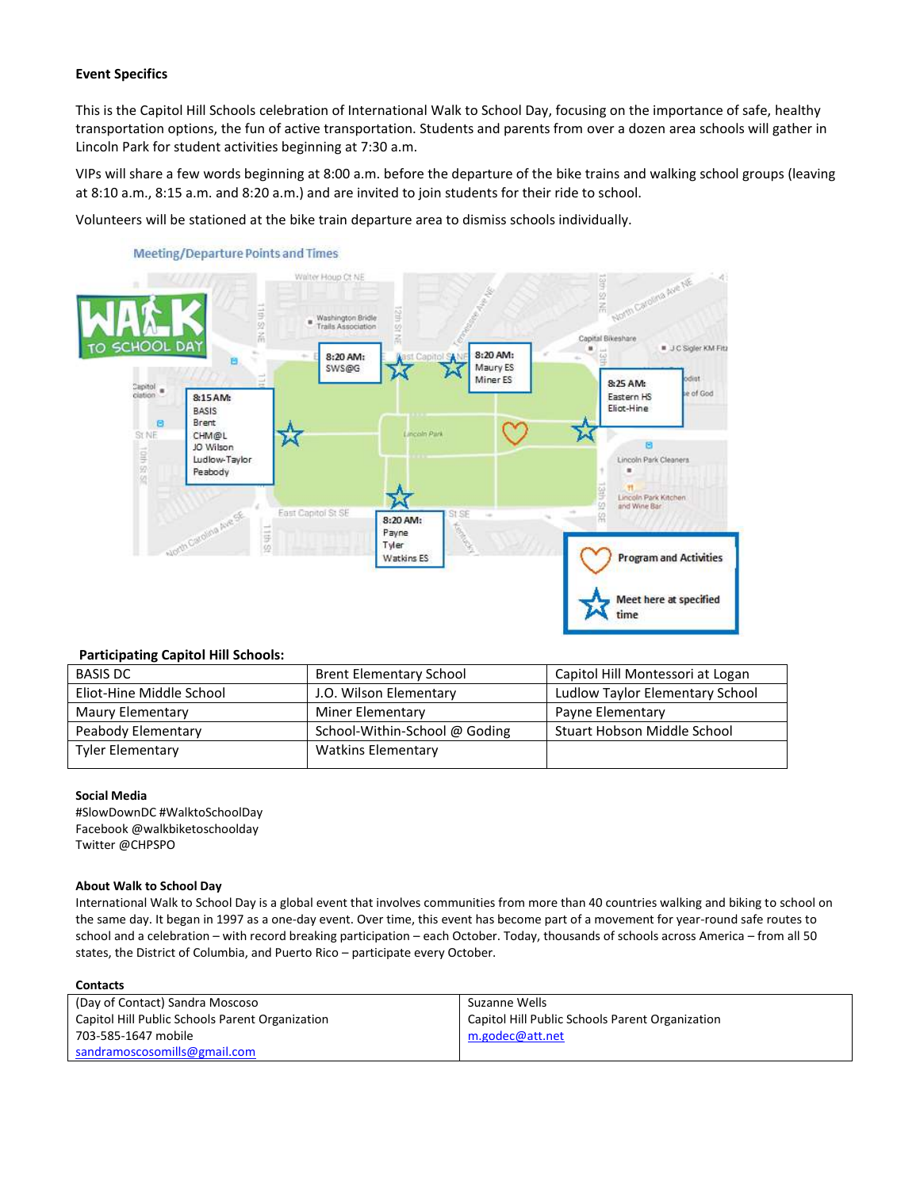**Event Specifics**

This is the Capitol Hill Schools celebration of International Walk to School Day, focusing on the importance of safe, healthy transportation options, the fun of active transportation. Students and parents from over a dozen area schools will gather in Lincoln Park for student activities beginning at 7:30 a.m.

VIPs will share a few words beginning at 8:00 a.m. before the departure of the bike trains and walking school groups (leaving at 8:10 a.m., 8:15 a.m. and 8:20 a.m.) and are invited to join students for their ride to school.

Volunteers will be stationed at the bike train departure area to dismiss schools individually.

Meeting/Departure Points and Times

WALK TO SCHOOL DAY

8:20 AM: SWS@G

8:20 AM: Maury ES Miner ES

8:25 AM: Eastern HS Eliot-Hine

8:15 AM: BASIS Brent CHM@L JO Wilson Ludlow-Taylor Peabody

8:20 AM: Payne Tyler Watkins ES

Program and Activities

Meet here at specified time

**Participating Capitol Hill Schools:**

| | | |
|---|---|---|
| BASIS DC | Brent Elementary School | Capitol Hill Montessori at Logan |
| Eliot-Hine Middle School | J.O. Wilson Elementary | Ludlow Taylor Elementary School |
| Maury Elementary | Miner Elementary | Payne Elementary |
| Peabody Elementary | School-Within-School @ Goding | Stuart Hobson Middle School |
| Tyler Elementary | Watkins Elementary | |

**Social Media**
#SlowDownDC #WalktoSchoolDay
Facebook @walkbiketoschoolday
Twitter @CHPSPO

**About Walk to School Day**
International Walk to School Day is a global event that involves communities from more than 40 countries walking and biking to school on the same day. It began in 1997 as a one-day event. Over time, this event has become part of a movement for year-round safe routes to school and a celebration – with record breaking participation – each October. Today, thousands of schools across America – from all 50 states, the District of Columbia, and Puerto Rico – participate every October.

**Contacts**

| | |
|---|---|
| (Day of Contact) Sandra Moscoso<br>Capitol Hill Public Schools Parent Organization<br>703-585-1647 mobile<br>sandramoscosomills@gmail.com | Suzanne Wells<br>Capitol Hill Public Schools Parent Organization<br>m.godec@att.net |